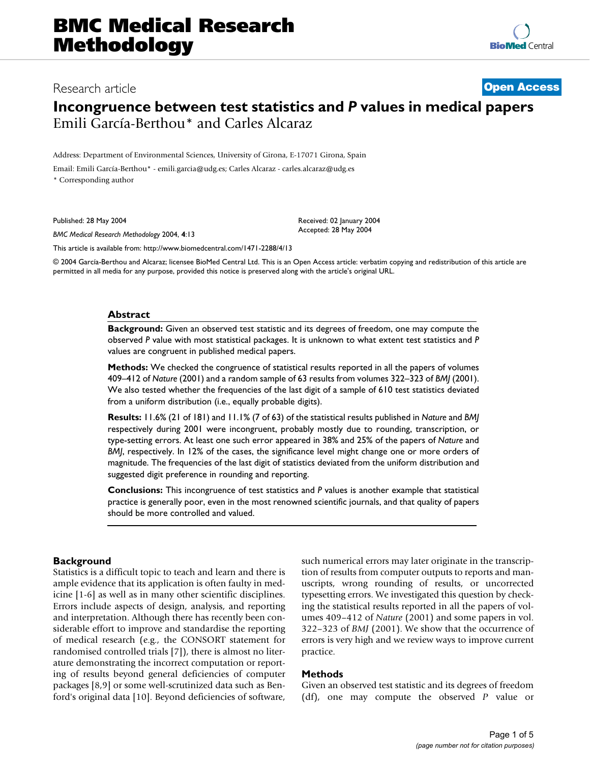# Incongruence between test statistics and *P* values in medical papers

Research article — Open Access

Emili García-Berthou* and Carles Alcaraz

Address: Department of Environmental Sciences, University of Girona, E-17071 Girona, Spain

Email: Emili García-Berthou* - emili.garcia@udg.es; Carles Alcaraz - carles.alcaraz@udg.es

\* Corresponding author

Published: 28 May 2004

*BMC Medical Research Methodology* 2004, **4**:13

Received: 02 January 2004
Accepted: 28 May 2004

This article is available from: http://www.biomedcentral.com/1471-2288/4/13

© 2004 García-Berthou and Alcaraz; licensee BioMed Central Ltd. This is an Open Access article: verbatim copying and redistribution of this article are permitted in all media for any purpose, provided this notice is preserved along with the article's original URL.

## Abstract

**Background:** Given an observed test statistic and its degrees of freedom, one may compute the observed *P* value with most statistical packages. It is unknown to what extent test statistics and *P* values are congruent in published medical papers.

**Methods:** We checked the congruence of statistical results reported in all the papers of volumes 409–412 of *Nature* (2001) and a random sample of 63 results from volumes 322–323 of *BMJ* (2001). We also tested whether the frequencies of the last digit of a sample of 610 test statistics deviated from a uniform distribution (i.e., equally probable digits).

**Results:** 11.6% (21 of 181) and 11.1% (7 of 63) of the statistical results published in *Nature* and *BMJ* respectively during 2001 were incongruent, probably mostly due to rounding, transcription, or type-setting errors. At least one such error appeared in 38% and 25% of the papers of *Nature* and *BMJ*, respectively. In 12% of the cases, the significance level might change one or more orders of magnitude. The frequencies of the last digit of statistics deviated from the uniform distribution and suggested digit preference in rounding and reporting.

**Conclusions:** This incongruence of test statistics and *P* values is another example that statistical practice is generally poor, even in the most renowned scientific journals, and that quality of papers should be more controlled and valued.

## Background

Statistics is a difficult topic to teach and learn and there is ample evidence that its application is often faulty in medicine [1-6] as well as in many other scientific disciplines. Errors include aspects of design, analysis, and reporting and interpretation. Although there has recently been considerable effort to improve and standardise the reporting of medical research (e.g., the CONSORT statement for randomised controlled trials [7]), there is almost no literature demonstrating the incorrect computation or reporting of results beyond general deficiencies of computer packages [8,9] or some well-scrutinized data such as Benford's original data [10]. Beyond deficiencies of software, such numerical errors may later originate in the transcription of results from computer outputs to reports and manuscripts, wrong rounding of results, or uncorrected typesetting errors. We investigated this question by checking the statistical results reported in all the papers of volumes 409–412 of *Nature* (2001) and some papers in vol. 322–323 of *BMJ* (2001). We show that the occurrence of errors is very high and we review ways to improve current practice.

## Methods

Given an observed test statistic and its degrees of freedom (df), one may compute the observed *P* value or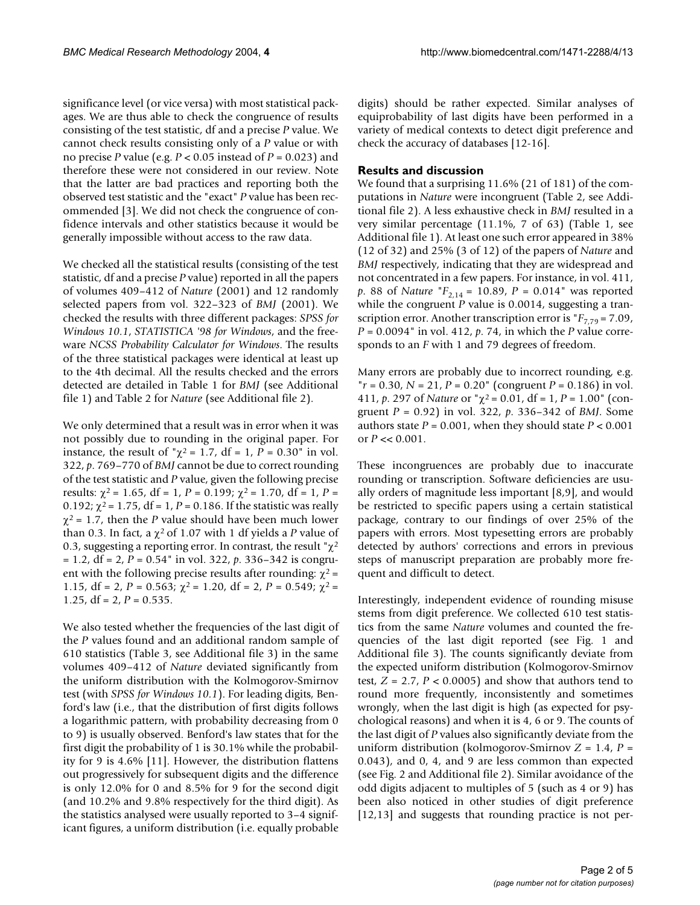significance level (or vice versa) with most statistical packages. We are thus able to check the congruence of results consisting of the test statistic, df and a precise *P* value. We cannot check results consisting only of a *P* value or with no precise *P* value (e.g. $P < 0.05$ instead of $P = 0.023$) and therefore these were not considered in our review. Note that the latter are bad practices and reporting both the observed test statistic and the "exact" *P* value has been recommended [3]. We did not check the congruence of confidence intervals and other statistics because it would be generally impossible without access to the raw data.

We checked all the statistical results (consisting of the test statistic, df and a precise *P* value) reported in all the papers of volumes 409–412 of *Nature* (2001) and 12 randomly selected papers from vol. 322–323 of *BMJ* (2001). We checked the results with three different packages: *SPSS for Windows 10.1*, *STATISTICA '98 for Windows*, and the freeware *NCSS Probability Calculator for Windows*. The results of the three statistical packages were identical at least up to the 4th decimal. All the results checked and the errors detected are detailed in Table 1 for *BMJ* (see Additional file 1) and Table 2 for *Nature* (see Additional file 2).

We only determined that a result was in error when it was not possibly due to rounding in the original paper. For instance, the result of "$\chi^2 = 1.7$, df = 1, $P = 0.30$" in vol. 322, *p*. 769–770 of *BMJ* cannot be due to correct rounding of the test statistic and *P* value, given the following precise results: $\chi^2 = 1.65$, df = 1, $P = 0.199$; $\chi^2 = 1.70$, df = 1, $P = 0.192$; $\chi^2 = 1.75$, df = 1, $P = 0.186$. If the statistic was really $\chi^2 = 1.7$, then the *P* value should have been much lower than 0.3. In fact, a $\chi^2$ of 1.07 with 1 df yields a *P* value of 0.3, suggesting a reporting error. In contrast, the result "$\chi^2 = 1.2$, df = 2, $P = 0.54$" in vol. 322, *p*. 336–342 is congruent with the following precise results after rounding: $\chi^2 = 1.15$, df = 2, $P = 0.563$; $\chi^2 = 1.20$, df = 2, $P = 0.549$; $\chi^2 = 1.25$, df = 2, $P = 0.535$.

We also tested whether the frequencies of the last digit of the *P* values found and an additional random sample of 610 statistics (Table 3, see Additional file 3) in the same volumes 409–412 of *Nature* deviated significantly from the uniform distribution with the Kolmogorov-Smirnov test (with *SPSS for Windows 10.1*). For leading digits, Benford's law (i.e., that the distribution of first digits follows a logarithmic pattern, with probability decreasing from 0 to 9) is usually observed. Benford's law states that for the first digit the probability of 1 is 30.1% while the probability for 9 is 4.6% [11]. However, the distribution flattens out progressively for subsequent digits and the difference is only 12.0% for 0 and 8.5% for 9 for the second digit (and 10.2% and 9.8% respectively for the third digit). As the statistics analysed were usually reported to 3–4 significant figures, a uniform distribution (i.e. equally probable digits) should be rather expected. Similar analyses of equiprobability of last digits have been performed in a variety of medical contexts to detect digit preference and check the accuracy of databases [12-16].

## Results and discussion

We found that a surprising 11.6% (21 of 181) of the computations in *Nature* were incongruent (Table 2, see Additional file 2). A less exhaustive check in *BMJ* resulted in a very similar percentage (11.1%, 7 of 63) (Table 1, see Additional file 1). At least one such error appeared in 38% (12 of 32) and 25% (3 of 12) of the papers of *Nature* and *BMJ* respectively, indicating that they are widespread and not concentrated in a few papers. For instance, in vol. 411, *p*. 88 of *Nature* "$F_{2,14} = 10.89$, $P = 0.014$" was reported while the congruent *P* value is 0.0014, suggesting a transcription error. Another transcription error is "$F_{7,79} = 7.09$, $P = 0.0094$" in vol. 412, *p*. 74, in which the *P* value corresponds to an *F* with 1 and 79 degrees of freedom.

Many errors are probably due to incorrect rounding, e.g. "$r = 0.30$, $N = 21$, $P = 0.20$" (congruent $P = 0.186$) in vol. 411, *p*. 297 of *Nature* or "$\chi^2 = 0.01$, df = 1, $P = 1.00$" (congruent $P = 0.92$) in vol. 322, *p*. 336–342 of *BMJ*. Some authors state $P = 0.001$, when they should state $P < 0.001$ or $P << 0.001$.

These incongruences are probably due to inaccurate rounding or transcription. Software deficiencies are usually orders of magnitude less important [8,9], and would be restricted to specific papers using a certain statistical package, contrary to our findings of over 25% of the papers with errors. Most typesetting errors are probably detected by authors' corrections and errors in previous steps of manuscript preparation are probably more frequent and difficult to detect.

Interestingly, independent evidence of rounding misuse stems from digit preference. We collected 610 test statistics from the same *Nature* volumes and counted the frequencies of the last digit reported (see Fig. 1 and Additional file 3). The counts significantly deviate from the expected uniform distribution (Kolmogorov-Smirnov test, $Z = 2.7$, $P < 0.0005$) and show that authors tend to round more frequently, inconsistently and sometimes wrongly, when the last digit is high (as expected for psychological reasons) and when it is 4, 6 or 9. The counts of the last digit of *P* values also significantly deviate from the uniform distribution (kolmogorov-Smirnov $Z = 1.4$, $P = 0.043$), and 0, 4, and 9 are less common than expected (see Fig. 2 and Additional file 2). Similar avoidance of the odd digits adjacent to multiples of 5 (such as 4 or 9) has been also noticed in other studies of digit preference [12,13] and suggests that rounding practice is not per-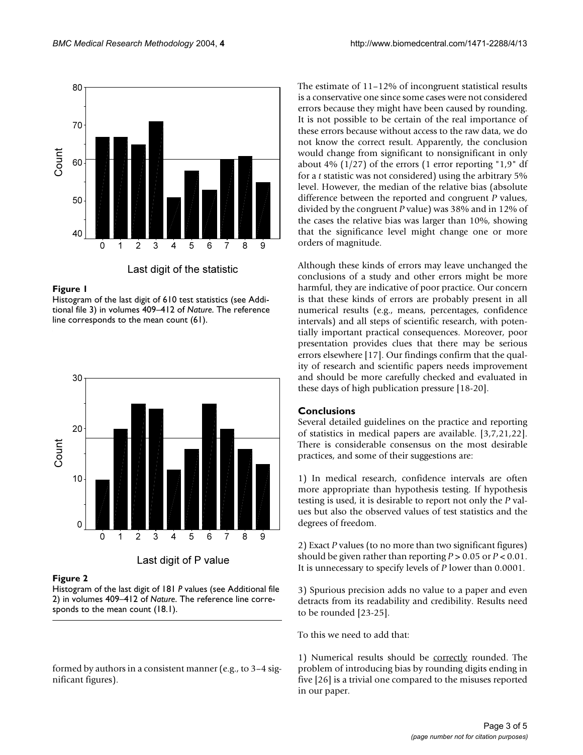**Figure 1**

Histogram of the last digit of 610 test statistics (see Additional file 3) in volumes 409–412 of *Nature*. The reference line corresponds to the mean count (61).

**Figure 2**

Histogram of the last digit of 181 *P* values (see Additional file 2) in volumes 409–412 of *Nature*. The reference line corresponds to the mean count (18.1).

formed by authors in a consistent manner (e.g., to 3–4 significant figures).

The estimate of 11–12% of incongruent statistical results is a conservative one since some cases were not considered errors because they might have been caused by rounding. It is not possible to be certain of the real importance of these errors because without access to the raw data, we do not know the correct result. Apparently, the conclusion would change from significant to nonsignificant in only about 4% (1/27) of the errors (1 error reporting "1,9" df for a *t* statistic was not considered) using the arbitrary 5% level. However, the median of the relative bias (absolute difference between the reported and congruent *P* values, divided by the congruent *P* value) was 38% and in 12% of the cases the relative bias was larger than 10%, showing that the significance level might change one or more orders of magnitude.

Although these kinds of errors may leave unchanged the conclusions of a study and other errors might be more harmful, they are indicative of poor practice. Our concern is that these kinds of errors are probably present in all numerical results (e.g., means, percentages, confidence intervals) and all steps of scientific research, with potentially important practical consequences. Moreover, poor presentation provides clues that there may be serious errors elsewhere [17]. Our findings confirm that the quality of research and scientific papers needs improvement and should be more carefully checked and evaluated in these days of high publication pressure [18-20].

## Conclusions

Several detailed guidelines on the practice and reporting of statistics in medical papers are available. [3,7,21,22]. There is considerable consensus on the most desirable practices, and some of their suggestions are:

1) In medical research, confidence intervals are often more appropriate than hypothesis testing. If hypothesis testing is used, it is desirable to report not only the *P* values but also the observed values of test statistics and the degrees of freedom.

2) Exact *P* values (to no more than two significant figures) should be given rather than reporting $P > 0.05$ or $P < 0.01$. It is unnecessary to specify levels of *P* lower than 0.0001.

3) Spurious precision adds no value to a paper and even detracts from its readability and credibility. Results need to be rounded [23-25].

To this we need to add that:

1) Numerical results should be correctly rounded. The problem of introducing bias by rounding digits ending in five [26] is a trivial one compared to the misuses reported in our paper.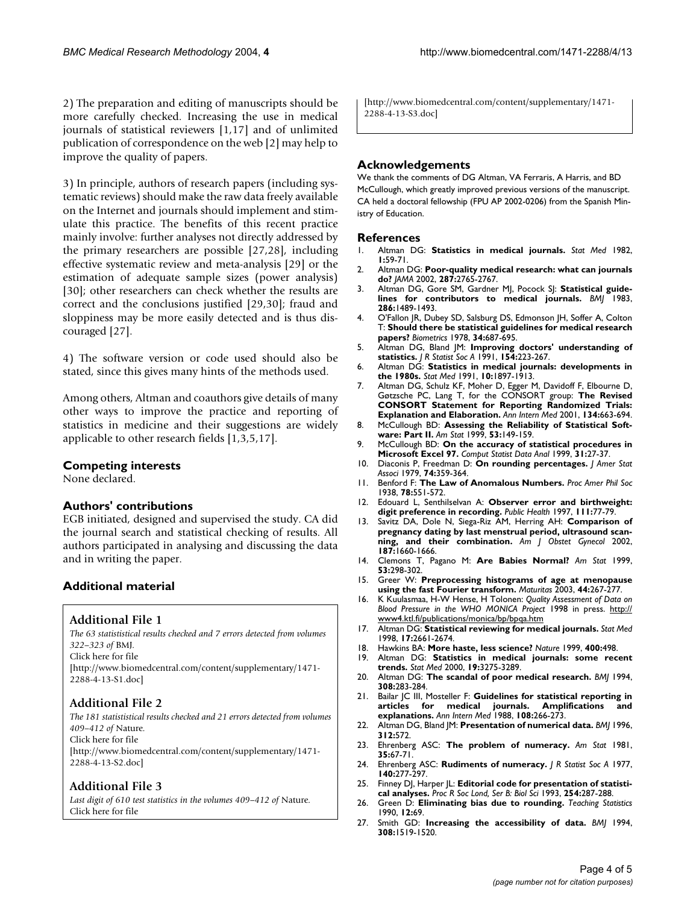2) The preparation and editing of manuscripts should be more carefully checked. Increasing the use in medical journals of statistical reviewers [1,17] and of unlimited publication of correspondence on the web [2] may help to improve the quality of papers.

3) In principle, authors of research papers (including systematic reviews) should make the raw data freely available on the Internet and journals should implement and stimulate this practice. The benefits of this recent practice mainly involve: further analyses not directly addressed by the primary researchers are possible [27,28], including effective systematic review and meta-analysis [29] or the estimation of adequate sample sizes (power analysis) [30]; other researchers can check whether the results are correct and the conclusions justified [29,30]; fraud and sloppiness may be more easily detected and is thus discouraged [27].

4) The software version or code used should also be stated, since this gives many hints of the methods used.

Among others, Altman and coauthors give details of many other ways to improve the practice and reporting of statistics in medicine and their suggestions are widely applicable to other research fields [1,3,5,17].

## Competing interests

None declared.

## Authors' contributions

EGB initiated, designed and supervised the study. CA did the journal search and statistical checking of results. All authors participated in analysing and discussing the data and in writing the paper.

## Additional material

### Additional File 1

*The 63 statististical results checked and 7 errors detected from volumes 322–323 of* BMJ.
Click here for file
[http://www.biomedcentral.com/content/supplementary/1471-2288-4-13-S1.doc]

### Additional File 2

*The 181 statististical results checked and 21 errors detected from volumes 409–412 of* Nature.
Click here for file
[http://www.biomedcentral.com/content/supplementary/1471-2288-4-13-S2.doc]

### Additional File 3

*Last digit of 610 test statistics in the volumes 409–412 of* Nature.
Click here for file
[http://www.biomedcentral.com/content/supplementary/1471-2288-4-13-S3.doc]

## Acknowledgements

We thank the comments of DG Altman, VA Ferraris, A Harris, and BD McCullough, which greatly improved previous versions of the manuscript. CA held a doctoral fellowship (FPU AP 2002-0206) from the Spanish Ministry of Education.

## References

1. Altman DG: **Statistics in medical journals.** *Stat Med* 1982, **1:**59-71.
2. Altman DG: **Poor-quality medical research: what can journals do?** *JAMA* 2002, **287:**2765-2767.
3. Altman DG, Gore SM, Gardner MJ, Pocock SJ: **Statistical guidelines for contributors to medical journals.** *BMJ* 1983, **286:**1489-1493.
4. O'Fallon JR, Dubey SD, Salsburg DS, Edmonson JH, Soffer A, Colton T: **Should there be statistical guidelines for medical research papers?** *Biometrics* 1978, **34:**687-695.
5. Altman DG, Bland JM: **Improving doctors' understanding of statistics.** *J R Statist Soc A* 1991, **154:**223-267.
6. Altman DG: **Statistics in medical journals: developments in the 1980s.** *Stat Med* 1991, **10:**1897-1913.
7. Altman DG, Schulz KF, Moher D, Egger M, Davidoff F, Elbourne D, Gøtzsche PC, Lang T, for the CONSORT group: **The Revised CONSORT Statement for Reporting Randomized Trials: Explanation and Elaboration.** *Ann Intern Med* 2001, **134:**663-694.
8. McCullough BD: **Assessing the Reliability of Statistical Software: Part II.** *Am Stat* 1999, **53:**149-159.
9. McCullough BD: **On the accuracy of statistical procedures in Microsoft Excel 97.** *Comput Statist Data Anal* 1999, **31:**27-37.
10. Diaconis P, Freedman D: **On rounding percentages.** *J Amer Stat Associ* 1979, **74:**359-364.
11. Benford F: **The Law of Anomalous Numbers.** *Proc Amer Phil Soc* 1938, **78:**551-572.
12. Edouard L, Senthilselvan A: **Observer error and birthweight: digit preference in recording.** *Public Health* 1997, **111:**77-79.
13. Savitz DA, Dole N, Siega-Riz AM, Herring AH: **Comparison of pregnancy dating by last menstrual period, ultrasound scanning, and their combination.** *Am J Obstet Gynecol* 2002, **187:**1660-1666.
14. Clemons T, Pagano M: **Are Babies Normal?** *Am Stat* 1999, **53:**298-302.
15. Greer W: **Preprocessing histograms of age at menopause using the fast Fourier transform.** *Maturitas* 2003, **44:**267-277.
16. K Kuulasmaa, H-W Hense, H Tolonen: *Quality Assessment of Data on Blood Pressure in the WHO MONICA Project* 1998 in press. http://www4.ktl.fi/publications/monica/bp/bpqa.htm
17. Altman DG: **Statistical reviewing for medical journals.** *Stat Med* 1998, **17:**2661-2674.
18. Hawkins BA: **More haste, less science?** *Nature* 1999, **400:**498.
19. Altman DG: **Statistics in medical journals: some recent trends.** *Stat Med* 2000, **19:**3275-3289.
20. Altman DG: **The scandal of poor medical research.** *BMJ* 1994, **308:**283-284.
21. Bailar JC III, Mosteller F: **Guidelines for statistical reporting in articles for medical journals. Amplifications and explanations.** *Ann Intern Med* 1988, **108:**266-273.
22. Altman DG, Bland JM: **Presentation of numerical data.** *BMJ* 1996, **312:**572.
23. Ehrenberg ASC: **The problem of numeracy.** *Am Stat* 1981, **35:**67-71.
24. Ehrenberg ASC: **Rudiments of numeracy.** *J R Statist Soc A* 1977, **140:**277-297.
25. Finney DJ, Harper JL: **Editorial code for presentation of statistical analyses.** *Proc R Soc Lond, Ser B: Biol Sci* 1993, **254:**287-288.
26. Green D: **Eliminating bias due to rounding.** *Teaching Statistics* 1990, **12:**69.
27. Smith GD: **Increasing the accessibility of data.** *BMJ* 1994, **308:**1519-1520.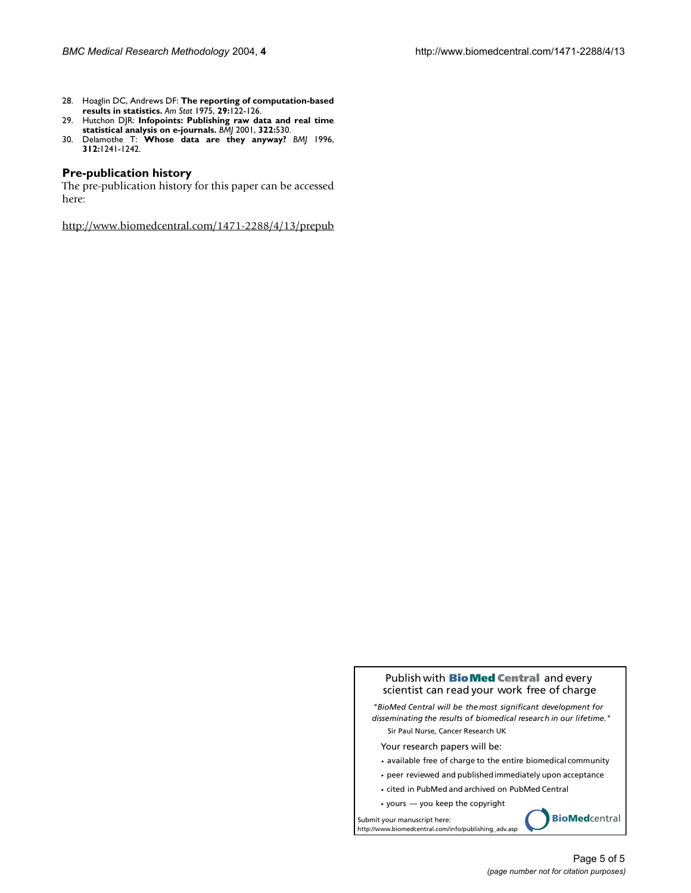28. Hoaglin DC, Andrews DF: **The reporting of computation-based results in statistics.** *Am Stat* 1975, **29:**122-126.
29. Hutchon DJR: **Infopoints: Publishing raw data and real time statistical analysis on e-journals.** *BMJ* 2001, **322:**530.
30. Delamothe T: **Whose data are they anyway?** *BMJ* 1996, **312:**1241-1242.

## Pre-publication history

The pre-publication history for this paper can be accessed here:

http://www.biomedcentral.com/1471-2288/4/13/prepub

Publish with **BioMed Central** and every scientist can read your work free of charge

*"BioMed Central will be the most significant development for disseminating the results of biomedical research in our lifetime."*

Sir Paul Nurse, Cancer Research UK

Your research papers will be:

- available free of charge to the entire biomedical community
- peer reviewed and published immediately upon acceptance
- cited in PubMed and archived on PubMed Central
- yours — you keep the copyright

Submit your manuscript here:
http://www.biomedcentral.com/info/publishing_adv.asp

**BioMed**central